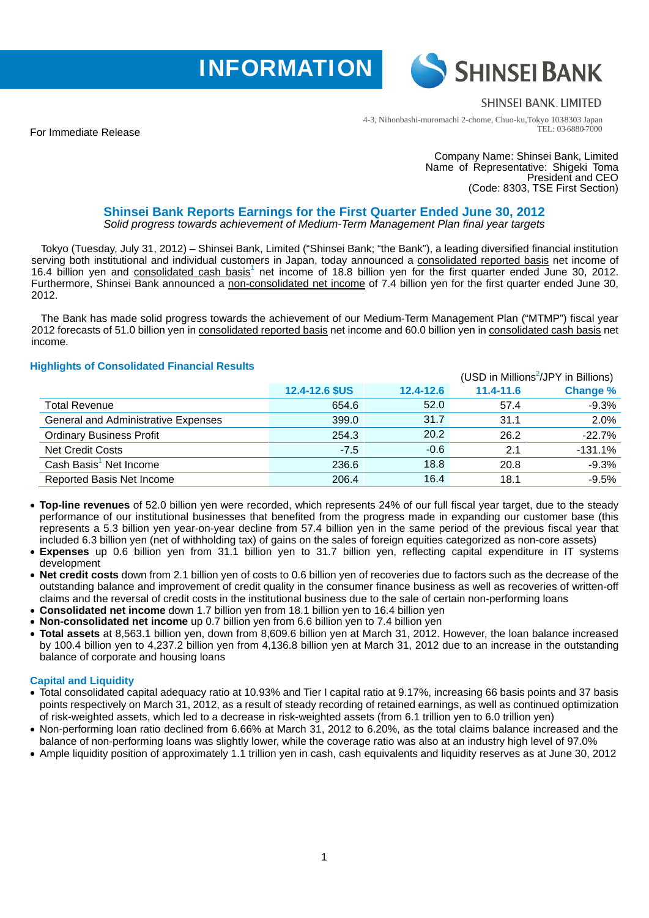INFORMATION

SHINSEI BANK

SHINSEI BANK, LIMITED

4-3, Nihonbashi-muromachi 2-chome, Chuo-ku,Tokyo 103-8303 Japan
TEL: 03-6880-7000

For Immediate Release

Company Name: Shinsei Bank, Limited
Name of Representative: Shigeki Toma
President and CEO
(Code: 8303, TSE First Section)

## Shinsei Bank Reports Earnings for the First Quarter Ended June 30, 2012

*Solid progress towards achievement of Medium-Term Management Plan final year targets*

Tokyo (Tuesday, July 31, 2012) – Shinsei Bank, Limited ("Shinsei Bank; "the Bank"), a leading diversified financial institution serving both institutional and individual customers in Japan, today announced a consolidated reported basis net income of 16.4 billion yen and consolidated cash basis[1] net income of 18.8 billion yen for the first quarter ended June 30, 2012. Furthermore, Shinsei Bank announced a non-consolidated net income of 7.4 billion yen for the first quarter ended June 30, 2012.

The Bank has made solid progress towards the achievement of our Medium-Term Management Plan ("MTMP") fiscal year 2012 forecasts of 51.0 billion yen in consolidated reported basis net income and 60.0 billion yen in consolidated cash basis net income.

### Highlights of Consolidated Financial Results

(USD in Millions[2]/JPY in Billions)

| | 12.4-12.6 $US | 12.4-12.6 | 11.4-11.6 | Change % |
|---|---|---|---|---|
| Total Revenue | 654.6 | 52.0 | 57.4 | -9.3% |
| General and Administrative Expenses | 399.0 | 31.7 | 31.1 | 2.0% |
| Ordinary Business Profit | 254.3 | 20.2 | 26.2 | -22.7% |
| Net Credit Costs | -7.5 | -0.6 | 2.1 | -131.1% |
| Cash Basis[1] Net Income | 236.6 | 18.8 | 20.8 | -9.3% |
| Reported Basis Net Income | 206.4 | 16.4 | 18.1 | -9.5% |

- **Top-line revenues** of 52.0 billion yen were recorded, which represents 24% of our full fiscal year target, due to the steady performance of our institutional businesses that benefited from the progress made in expanding our customer base (this represents a 5.3 billion yen year-on-year decline from 57.4 billion yen in the same period of the previous fiscal year that included 6.3 billion yen (net of withholding tax) of gains on the sales of foreign equities categorized as non-core assets)
- **Expenses** up 0.6 billion yen from 31.1 billion yen to 31.7 billion yen, reflecting capital expenditure in IT systems development
- **Net credit costs** down from 2.1 billion yen of costs to 0.6 billion yen of recoveries due to factors such as the decrease of the outstanding balance and improvement of credit quality in the consumer finance business as well as recoveries of written-off claims and the reversal of credit costs in the institutional business due to the sale of certain non-performing loans
- **Consolidated net income** down 1.7 billion yen from 18.1 billion yen to 16.4 billion yen
- **Non-consolidated net income** up 0.7 billion yen from 6.6 billion yen to 7.4 billion yen
- **Total assets** at 8,563.1 billion yen, down from 8,609.6 billion yen at March 31, 2012. However, the loan balance increased by 100.4 billion yen to 4,237.2 billion yen from 4,136.8 billion yen at March 31, 2012 due to an increase in the outstanding balance of corporate and housing loans

### Capital and Liquidity

- Total consolidated capital adequacy ratio at 10.93% and Tier I capital ratio at 9.17%, increasing 66 basis points and 37 basis points respectively on March 31, 2012, as a result of steady recording of retained earnings, as well as continued optimization of risk-weighted assets, which led to a decrease in risk-weighted assets (from 6.1 trillion yen to 6.0 trillion yen)
- Non-performing loan ratio declined from 6.66% at March 31, 2012 to 6.20%, as the total claims balance increased and the balance of non-performing loans was slightly lower, while the coverage ratio was also at an industry high level of 97.0%
- Ample liquidity position of approximately 1.1 trillion yen in cash, cash equivalents and liquidity reserves as at June 30, 2012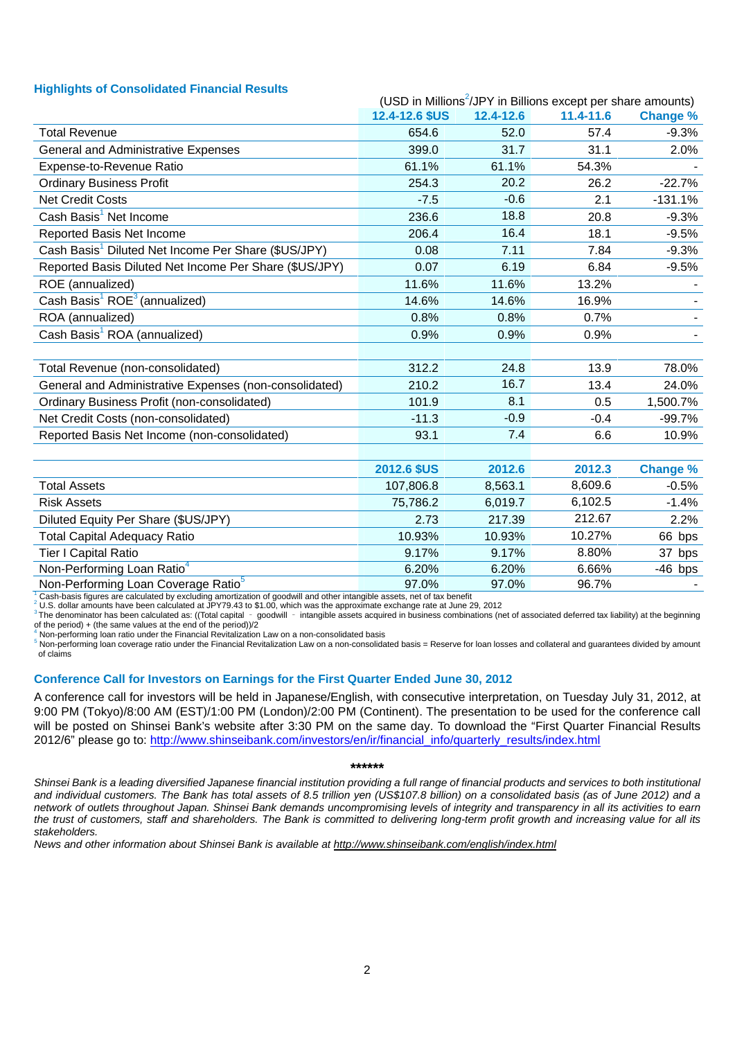### Highlights of Consolidated Financial Results

(USD in Millions[2]/JPY in Billions except per share amounts)

| | 12.4-12.6 $US | 12.4-12.6 | 11.4-11.6 | Change % |
|---|---|---|---|---|
| Total Revenue | 654.6 | 52.0 | 57.4 | -9.3% |
| General and Administrative Expenses | 399.0 | 31.7 | 31.1 | 2.0% |
| Expense-to-Revenue Ratio | 61.1% | 61.1% | 54.3% | - |
| Ordinary Business Profit | 254.3 | 20.2 | 26.2 | -22.7% |
| Net Credit Costs | -7.5 | -0.6 | 2.1 | -131.1% |
| Cash Basis[1] Net Income | 236.6 | 18.8 | 20.8 | -9.3% |
| Reported Basis Net Income | 206.4 | 16.4 | 18.1 | -9.5% |
| Cash Basis[1] Diluted Net Income Per Share ($US/JPY) | 0.08 | 7.11 | 7.84 | -9.3% |
| Reported Basis Diluted Net Income Per Share ($US/JPY) | 0.07 | 6.19 | 6.84 | -9.5% |
| ROE (annualized) | 11.6% | 11.6% | 13.2% | - |
| Cash Basis[1] ROE[3] (annualized) | 14.6% | 14.6% | 16.9% | - |
| ROA (annualized) | 0.8% | 0.8% | 0.7% | - |
| Cash Basis[1] ROA (annualized) | 0.9% | 0.9% | 0.9% | - |
| | | | | |
| Total Revenue (non-consolidated) | 312.2 | 24.8 | 13.9 | 78.0% |
| General and Administrative Expenses (non-consolidated) | 210.2 | 16.7 | 13.4 | 24.0% |
| Ordinary Business Profit (non-consolidated) | 101.9 | 8.1 | 0.5 | 1,500.7% |
| Net Credit Costs (non-consolidated) | -11.3 | -0.9 | -0.4 | -99.7% |
| Reported Basis Net Income (non-consolidated) | 93.1 | 7.4 | 6.6 | 10.9% |

| | 2012.6 $US | 2012.6 | 2012.3 | Change % |
|---|---|---|---|---|
| Total Assets | 107,806.8 | 8,563.1 | 8,609.6 | -0.5% |
| Risk Assets | 75,786.2 | 6,019.7 | 6,102.5 | -1.4% |
| Diluted Equity Per Share ($US/JPY) | 2.73 | 217.39 | 212.67 | 2.2% |
| Total Capital Adequacy Ratio | 10.93% | 10.93% | 10.27% | 66 bps |
| Tier I Capital Ratio | 9.17% | 9.17% | 8.80% | 37 bps |
| Non-Performing Loan Ratio[4] | 6.20% | 6.20% | 6.66% | -46 bps |
| Non-Performing Loan Coverage Ratio[5] | 97.0% | 97.0% | 96.7% | - |

[1] Cash-basis figures are calculated by excluding amortization of goodwill and other intangible assets, net of tax benefit
[2] U.S. dollar amounts have been calculated at JPY79.43 to $1.00, which was the approximate exchange rate at June 29, 2012
[3] The denominator has been calculated as: ((Total capital - goodwill - intangible assets acquired in business combinations (net of associated deferred tax liability) at the beginning of the period) + (the same values at the end of the period))/2
[4] Non-performing loan ratio under the Financial Revitalization Law on a non-consolidated basis
[5] Non-performing loan coverage ratio under the Financial Revitalization Law on a non-consolidated basis = Reserve for loan losses and collateral and guarantees divided by amount of claims

### Conference Call for Investors on Earnings for the First Quarter Ended June 30, 2012

A conference call for investors will be held in Japanese/English, with consecutive interpretation, on Tuesday July 31, 2012, at 9:00 PM (Tokyo)/8:00 AM (EST)/1:00 PM (London)/2:00 PM (Continent). The presentation to be used for the conference call will be posted on Shinsei Bank's website after 3:30 PM on the same day. To download the "First Quarter Financial Results 2012/6" please go to: http://www.shinseibank.com/investors/en/ir/financial_info/quarterly_results/index.html

******

*Shinsei Bank is a leading diversified Japanese financial institution providing a full range of financial products and services to both institutional and individual customers. The Bank has total assets of 8.5 trillion yen (US$107.8 billion) on a consolidated basis (as of June 2012) and a network of outlets throughout Japan. Shinsei Bank demands uncompromising levels of integrity and transparency in all its activities to earn the trust of customers, staff and shareholders. The Bank is committed to delivering long-term profit growth and increasing value for all its stakeholders.*

*News and other information about Shinsei Bank is available at http://www.shinseibank.com/english/index.html*